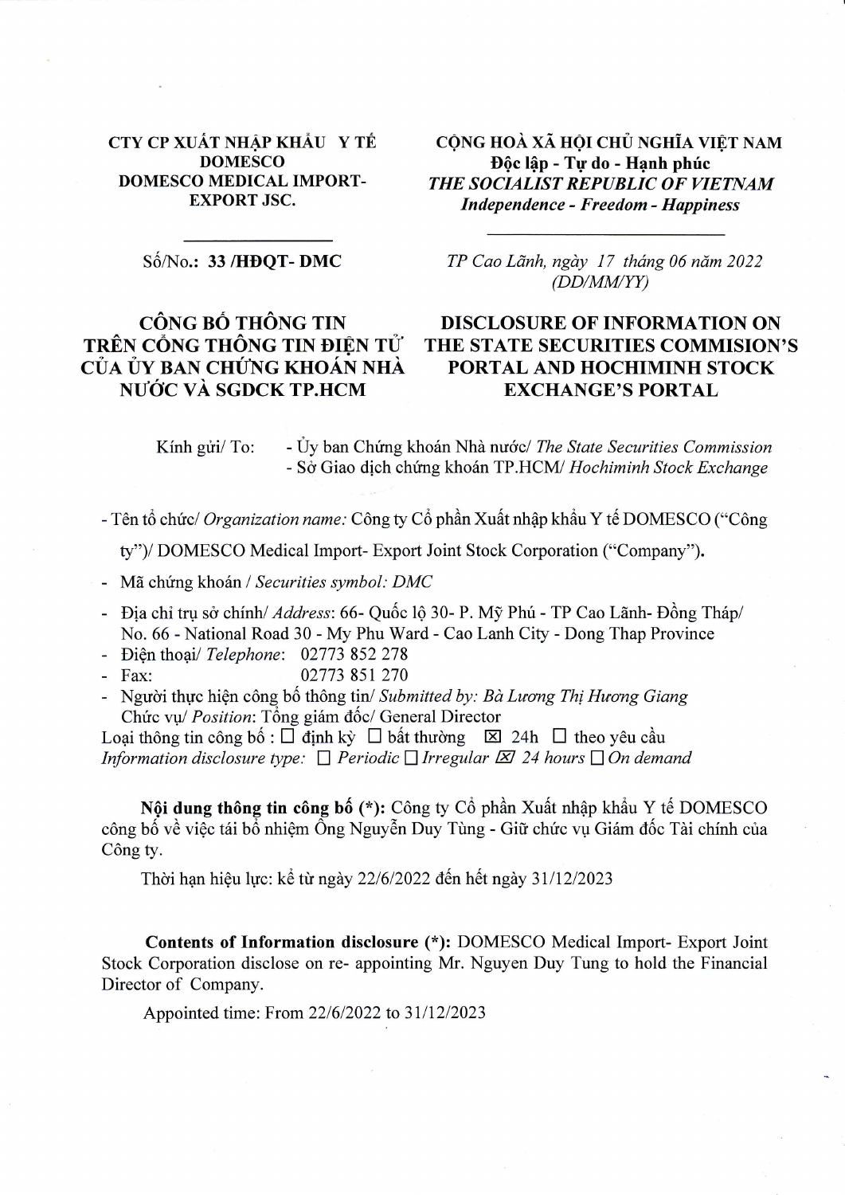| CTY CP XUẤT NHẬP KHẨU Y TẾ DOMESCO<br>DOMESCO MEDICAL IMPORT-EXPORT JSC. | CỘNG HOÀ XÃ HỘI CHỦ NGHĨA VIỆT NAM<br>Độc lập - Tự do - Hạnh phúc<br>*THE SOCIALIST REPUBLIC OF VIETNAM*<br>*Independence - Freedom - Happiness* |
|---|---|
| Số/No.: **33 /HĐQT- DMC** | *TP Cao Lãnh, ngày 17 tháng 06 năm 2022*<br>*(DD/MM/YY)* |

## CÔNG BỐ THÔNG TIN TRÊN CỔNG THÔNG TIN ĐIỆN TỬ CỦA ỦY BAN CHỨNG KHOÁN NHÀ NƯỚC VÀ SGDCK TP.HCM

## DISCLOSURE OF INFORMATION ON THE STATE SECURITIES COMMISION'S PORTAL AND HOCHIMINH STOCK EXCHANGE'S PORTAL

Kính gửi/ To:
- Ủy ban Chứng khoán Nhà nước/ *The State Securities Commission*
- Sở Giao dịch chứng khoán TP.HCM/ *Hochiminh Stock Exchange*

- Tên tổ chức/ *Organization name:* Công ty Cổ phần Xuất nhập khẩu Y tế DOMESCO ("Công ty")/ DOMESCO Medical Import- Export Joint Stock Corporation ("Company").
- Mã chứng khoán / *Securities symbol: DMC*
- Địa chỉ trụ sở chính/ *Address*: 66- Quốc lộ 30- P. Mỹ Phú - TP Cao Lãnh- Đồng Tháp/ No. 66 - National Road 30 - My Phu Ward - Cao Lanh City - Dong Thap Province
- Điện thoại/ *Telephone*: 02773 852 278
- Fax: 02773 851 270
- Người thực hiện công bố thông tin/ *Submitted by: Bà Lương Thị Hương Giang*
  Chức vụ/ *Position*: Tổng giám đốc/ General Director

Loại thông tin công bố : ☐ định kỳ ☐ bất thường ☒ 24h ☐ theo yêu cầu
*Information disclosure type: ☐ Periodic ☐ Irregular ☒ 24 hours ☐ On demand*

**Nội dung thông tin công bố (\*):** Công ty Cổ phần Xuất nhập khẩu Y tế DOMESCO công bố về việc tái bổ nhiệm Ông Nguyễn Duy Tùng - Giữ chức vụ Giám đốc Tài chính của Công ty.

Thời hạn hiệu lực: kể từ ngày 22/6/2022 đến hết ngày 31/12/2023

**Contents of Information disclosure (\*):** DOMESCO Medical Import- Export Joint Stock Corporation disclose on re- appointing Mr. Nguyen Duy Tung to hold the Financial Director of Company.

Appointed time: From 22/6/2022 to 31/12/2023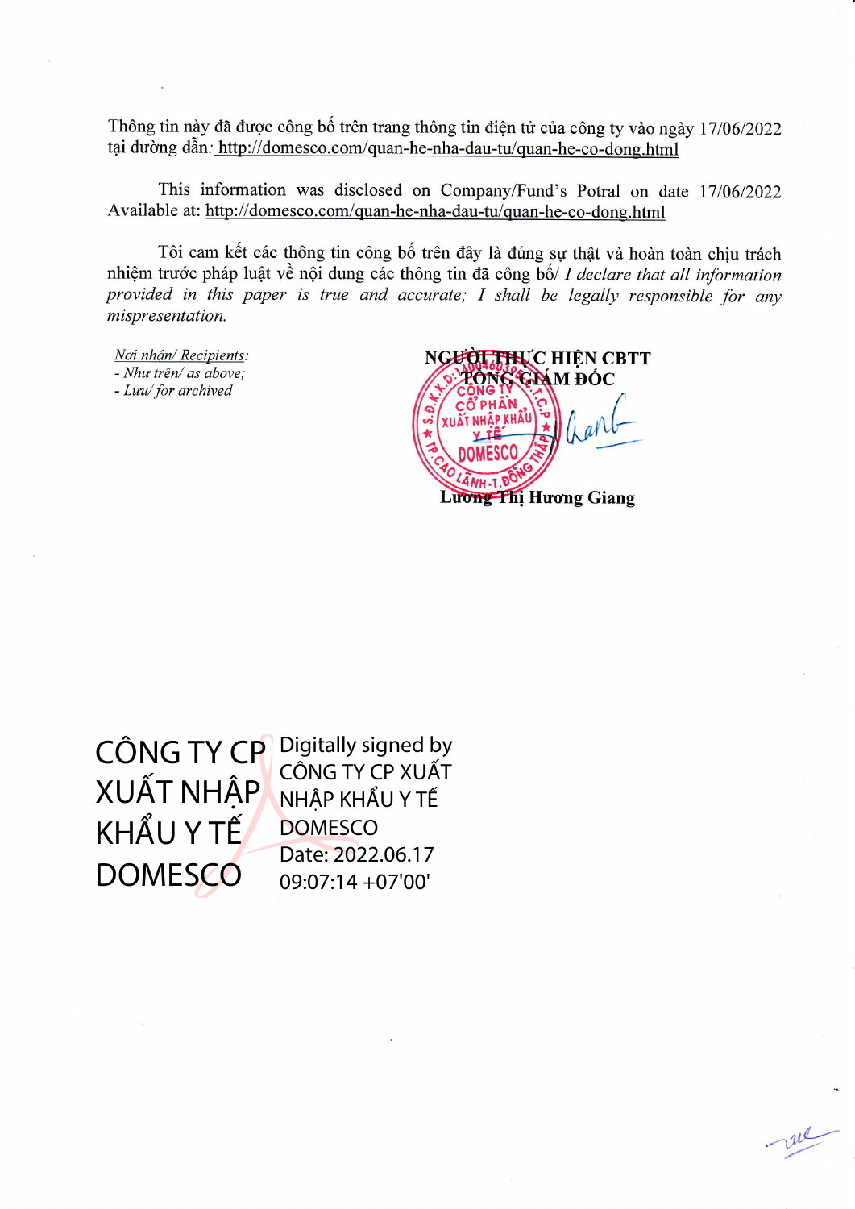Thông tin này đã được công bố trên trang thông tin điện tử của công ty vào ngày 17/06/2022 tại đường dẫn: http://domesco.com/quan-he-nha-dau-tu/quan-he-co-dong.html

This information was disclosed on Company/Fund's Potral on date 17/06/2022 Available at: http://domesco.com/quan-he-nha-dau-tu/quan-he-co-dong.html

Tôi cam kết các thông tin công bố trên đây là đúng sự thật và hoàn toàn chịu trách nhiệm trước pháp luật về nội dung các thông tin đã công bố/ *I declare that all information provided in this paper is true and accurate; I shall be legally responsible for any mispresentation.*

*Nơi nhận/ Recipients:*
*- Như trên/ as above;*
*- Lưu/ for archived*

**NGƯỜI THỰC HIỆN CBTT**
**TỔNG GIÁM ĐỐC**

CÔNG TY CỔ PHẦN XUẤT NHẬP KHẨU Y TẾ DOMESCO

**Lương Thị Hương Giang**

CÔNG TY CP XUẤT NHẬP KHẨU Y TẾ DOMESCO

Digitally signed by CÔNG TY CP XUẤT NHẬP KHẨU Y TẾ DOMESCO
Date: 2022.06.17 09:07:14 +07'00'